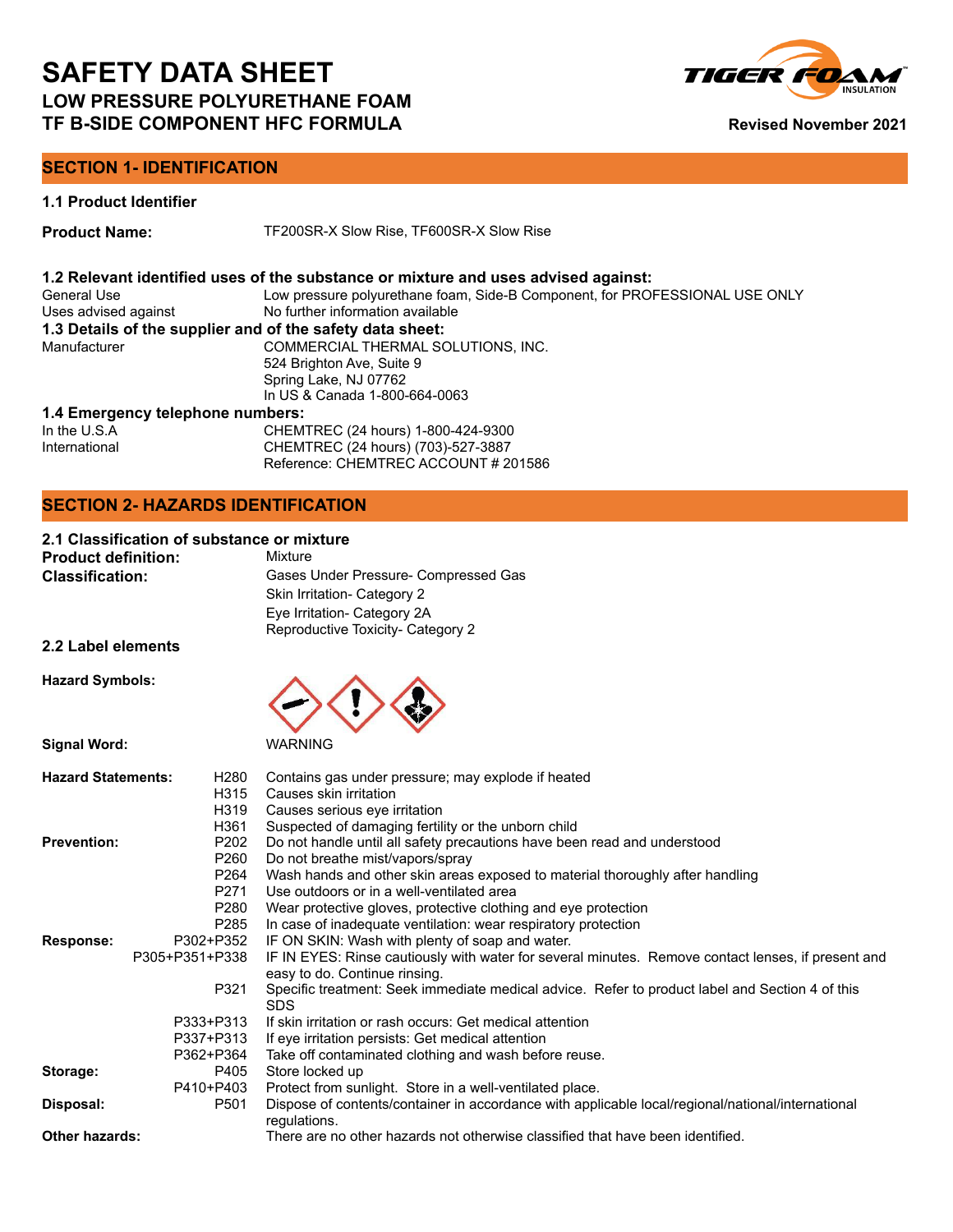# SAFETY DATA SHEET

## LOW PRESSURE POLYURETHANE FOAM
## TF B-SIDE COMPONENT HFC FORMULA

**Revised November 2021**

## SECTION 1- IDENTIFICATION

### 1.1 Product Identifier

**Product Name:** TF200SR-X Slow Rise, TF600SR-X Slow Rise

### 1.2 Relevant identified uses of the substance or mixture and uses advised against:

| | |
|---|---|
| General Use | Low pressure polyurethane foam, Side-B Component, for PROFESSIONAL USE ONLY |
| Uses advised against | No further information available |

### 1.3 Details of the supplier and of the safety data sheet:

| | |
|---|---|
| Manufacturer | COMMERCIAL THERMAL SOLUTIONS, INC.<br>524 Brighton Ave, Suite 9<br>Spring Lake, NJ 07762<br>In US & Canada 1-800-664-0063 |

### 1.4 Emergency telephone numbers:

| | |
|---|---|
| In the U.S.A | CHEMTREC (24 hours) 1-800-424-9300 |
| International | CHEMTREC (24 hours) (703)-527-3887<br>Reference: CHEMTREC ACCOUNT # 201586 |

## SECTION 2- HAZARDS IDENTIFICATION

### 2.1 Classification of substance or mixture

**Product definition:** Mixture

**Classification:**
Gases Under Pressure- Compressed Gas
Skin Irritation- Category 2
Eye Irritation- Category 2A
Reproductive Toxicity- Category 2

### 2.2 Label elements

**Hazard Symbols:**

**Signal Word:** WARNING

| | | |
|---|---|---|
| **Hazard Statements:** | H280 | Contains gas under pressure; may explode if heated |
| | H315 | Causes skin irritation |
| | H319 | Causes serious eye irritation |
| | H361 | Suspected of damaging fertility or the unborn child |
| **Prevention:** | P202 | Do not handle until all safety precautions have been read and understood |
| | P260 | Do not breathe mist/vapors/spray |
| | P264 | Wash hands and other skin areas exposed to material thoroughly after handling |
| | P271 | Use outdoors or in a well-ventilated area |
| | P280 | Wear protective gloves, protective clothing and eye protection |
| | P285 | In case of inadequate ventilation: wear respiratory protection |
| **Response:** | P302+P352 | IF ON SKIN: Wash with plenty of soap and water. |
| | P305+P351+P338 | IF IN EYES: Rinse cautiously with water for several minutes. Remove contact lenses, if present and easy to do. Continue rinsing. |
| | P321 | Specific treatment: Seek immediate medical advice. Refer to product label and Section 4 of this SDS |
| | P333+P313 | If skin irritation or rash occurs: Get medical attention |
| | P337+P313 | If eye irritation persists: Get medical attention |
| | P362+P364 | Take off contaminated clothing and wash before reuse. |
| **Storage:** | P405 | Store locked up |
| | P410+P403 | Protect from sunlight. Store in a well-ventilated place. |
| **Disposal:** | P501 | Dispose of contents/container in accordance with applicable local/regional/national/international regulations. |

**Other hazards:** There are no other hazards not otherwise classified that have been identified.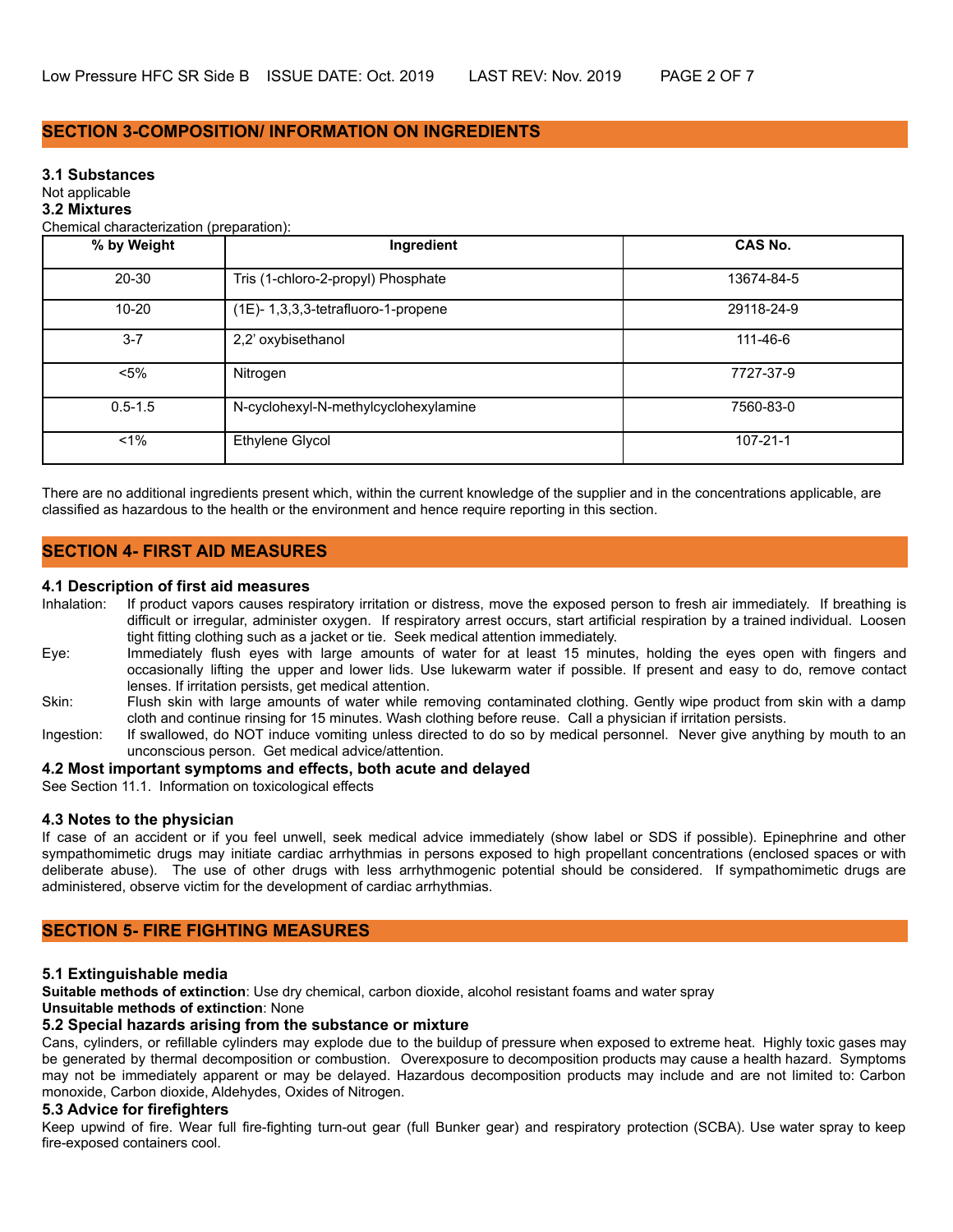## SECTION 3-COMPOSITION/ INFORMATION ON INGREDIENTS

### 3.1 Substances

Not applicable

### 3.2 Mixtures

Chemical characterization (preparation):

| % by Weight | Ingredient | CAS No. |
|---|---|---|
| 20-30 | Tris (1-chloro-2-propyl) Phosphate | 13674-84-5 |
| 10-20 | (1E)- 1,3,3,3-tetrafluoro-1-propene | 29118-24-9 |
| 3-7 | 2,2' oxybisethanol | 111-46-6 |
| <5% | Nitrogen | 7727-37-9 |
| 0.5-1.5 | N-cyclohexyl-N-methylcyclohexylamine | 7560-83-0 |
| <1% | Ethylene Glycol | 107-21-1 |

There are no additional ingredients present which, within the current knowledge of the supplier and in the concentrations applicable, are classified as hazardous to the health or the environment and hence require reporting in this section.

## SECTION 4- FIRST AID MEASURES

### 4.1 Description of first aid measures

Inhalation: If product vapors causes respiratory irritation or distress, move the exposed person to fresh air immediately. If breathing is difficult or irregular, administer oxygen. If respiratory arrest occurs, start artificial respiration by a trained individual. Loosen tight fitting clothing such as a jacket or tie. Seek medical attention immediately.

Eye: Immediately flush eyes with large amounts of water for at least 15 minutes, holding the eyes open with fingers and occasionally lifting the upper and lower lids. Use lukewarm water if possible. If present and easy to do, remove contact lenses. If irritation persists, get medical attention.

Skin: Flush skin with large amounts of water while removing contaminated clothing. Gently wipe product from skin with a damp cloth and continue rinsing for 15 minutes. Wash clothing before reuse. Call a physician if irritation persists.

Ingestion: If swallowed, do NOT induce vomiting unless directed to do so by medical personnel. Never give anything by mouth to an unconscious person. Get medical advice/attention.

### 4.2 Most important symptoms and effects, both acute and delayed

See Section 11.1. Information on toxicological effects

### 4.3 Notes to the physician

If case of an accident or if you feel unwell, seek medical advice immediately (show label or SDS if possible). Epinephrine and other sympathomimetic drugs may initiate cardiac arrhythmias in persons exposed to high propellant concentrations (enclosed spaces or with deliberate abuse). The use of other drugs with less arrhythmogenic potential should be considered. If sympathomimetic drugs are administered, observe victim for the development of cardiac arrhythmias.

## SECTION 5- FIRE FIGHTING MEASURES

### 5.1 Extinguishable media

**Suitable methods of extinction**: Use dry chemical, carbon dioxide, alcohol resistant foams and water spray

**Unsuitable methods of extinction**: None

### 5.2 Special hazards arising from the substance or mixture

Cans, cylinders, or refillable cylinders may explode due to the buildup of pressure when exposed to extreme heat. Highly toxic gases may be generated by thermal decomposition or combustion. Overexposure to decomposition products may cause a health hazard. Symptoms may not be immediately apparent or may be delayed. Hazardous decomposition products may include and are not limited to: Carbon monoxide, Carbon dioxide, Aldehydes, Oxides of Nitrogen.

### 5.3 Advice for firefighters

Keep upwind of fire. Wear full fire-fighting turn-out gear (full Bunker gear) and respiratory protection (SCBA). Use water spray to keep fire-exposed containers cool.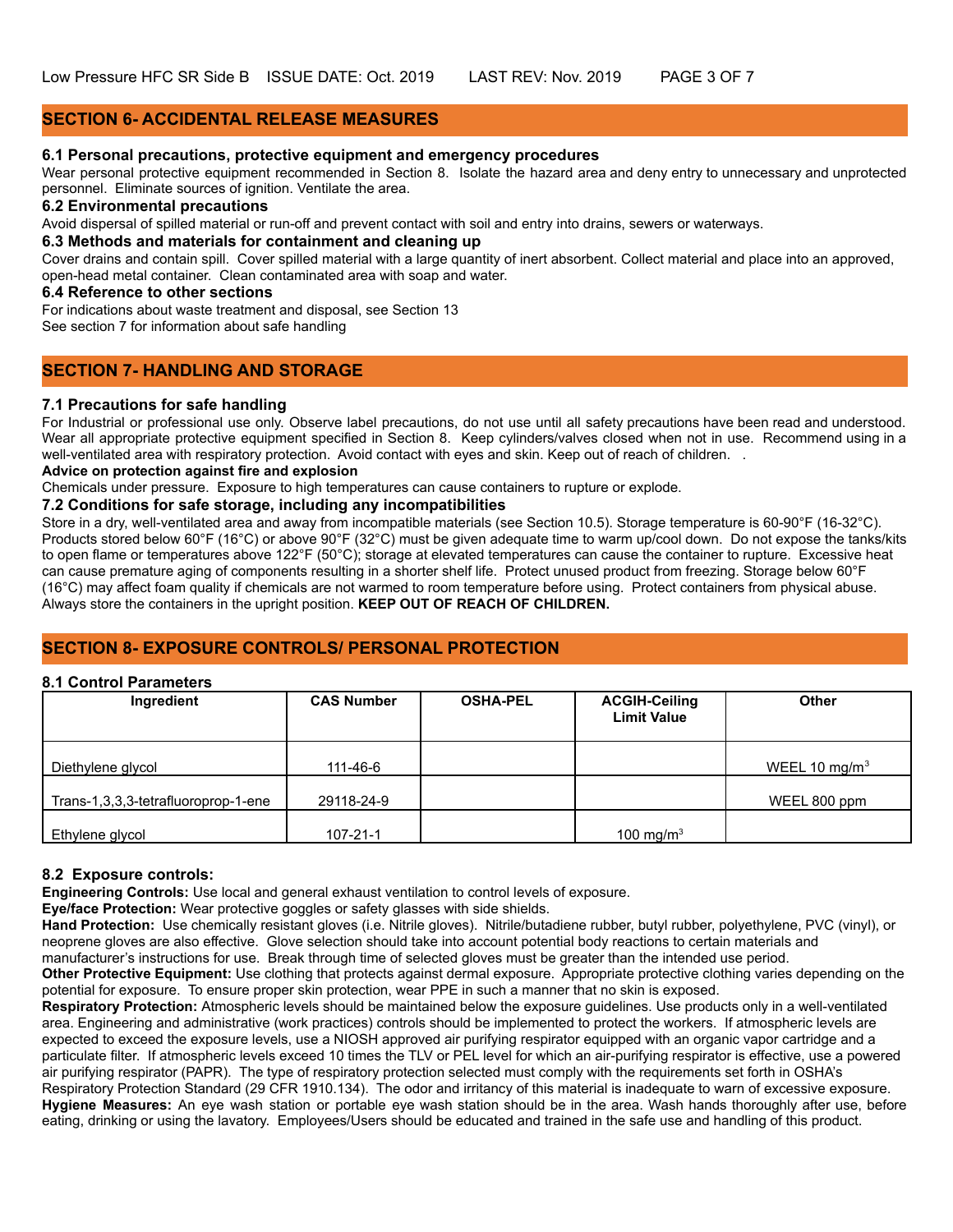## SECTION 6- ACCIDENTAL RELEASE MEASURES

### 6.1 Personal precautions, protective equipment and emergency procedures

Wear personal protective equipment recommended in Section 8. Isolate the hazard area and deny entry to unnecessary and unprotected personnel. Eliminate sources of ignition. Ventilate the area.

### 6.2 Environmental precautions

Avoid dispersal of spilled material or run-off and prevent contact with soil and entry into drains, sewers or waterways.

### 6.3 Methods and materials for containment and cleaning up

Cover drains and contain spill. Cover spilled material with a large quantity of inert absorbent. Collect material and place into an approved, open-head metal container. Clean contaminated area with soap and water.

### 6.4 Reference to other sections

For indications about waste treatment and disposal, see Section 13
See section 7 for information about safe handling

## SECTION 7- HANDLING AND STORAGE

### 7.1 Precautions for safe handling

For Industrial or professional use only. Observe label precautions, do not use until all safety precautions have been read and understood. Wear all appropriate protective equipment specified in Section 8. Keep cylinders/valves closed when not in use. Recommend using in a well-ventilated area with respiratory protection. Avoid contact with eyes and skin. Keep out of reach of children. .

**Advice on protection against fire and explosion**

Chemicals under pressure. Exposure to high temperatures can cause containers to rupture or explode.

### 7.2 Conditions for safe storage, including any incompatibilities

Store in a dry, well-ventilated area and away from incompatible materials (see Section 10.5). Storage temperature is 60-90°F (16-32°C). Products stored below 60°F (16°C) or above 90°F (32°C) must be given adequate time to warm up/cool down. Do not expose the tanks/kits to open flame or temperatures above 122°F (50°C); storage at elevated temperatures can cause the container to rupture. Excessive heat can cause premature aging of components resulting in a shorter shelf life. Protect unused product from freezing. Storage below 60°F (16°C) may affect foam quality if chemicals are not warmed to room temperature before using. Protect containers from physical abuse. Always store the containers in the upright position. **KEEP OUT OF REACH OF CHILDREN.**

## SECTION 8- EXPOSURE CONTROLS/ PERSONAL PROTECTION

### 8.1 Control Parameters

| Ingredient | CAS Number | OSHA-PEL | ACGIH-Ceiling Limit Value | Other |
|---|---|---|---|---|
| Diethylene glycol | 111-46-6 | | | WEEL 10 mg/m$^3$ |
| Trans-1,3,3,3-tetrafluoroprop-1-ene | 29118-24-9 | | | WEEL 800 ppm |
| Ethylene glycol | 107-21-1 | | 100 mg/m$^3$ | |

### 8.2 Exposure controls:

**Engineering Controls:** Use local and general exhaust ventilation to control levels of exposure.

**Eye/face Protection:** Wear protective goggles or safety glasses with side shields.

**Hand Protection:** Use chemically resistant gloves (i.e. Nitrile gloves). Nitrile/butadiene rubber, butyl rubber, polyethylene, PVC (vinyl), or neoprene gloves are also effective. Glove selection should take into account potential body reactions to certain materials and manufacturer's instructions for use. Break through time of selected gloves must be greater than the intended use period.

**Other Protective Equipment:** Use clothing that protects against dermal exposure. Appropriate protective clothing varies depending on the potential for exposure. To ensure proper skin protection, wear PPE in such a manner that no skin is exposed.

**Respiratory Protection:** Atmospheric levels should be maintained below the exposure guidelines. Use products only in a well-ventilated area. Engineering and administrative (work practices) controls should be implemented to protect the workers. If atmospheric levels are expected to exceed the exposure levels, use a NIOSH approved air purifying respirator equipped with an organic vapor cartridge and a particulate filter. If atmospheric levels exceed 10 times the TLV or PEL level for which an air-purifying respirator is effective, use a powered air purifying respirator (PAPR). The type of respiratory protection selected must comply with the requirements set forth in OSHA's Respiratory Protection Standard (29 CFR 1910.134). The odor and irritancy of this material is inadequate to warn of excessive exposure.

**Hygiene Measures:** An eye wash station or portable eye wash station should be in the area. Wash hands thoroughly after use, before eating, drinking or using the lavatory. Employees/Users should be educated and trained in the safe use and handling of this product.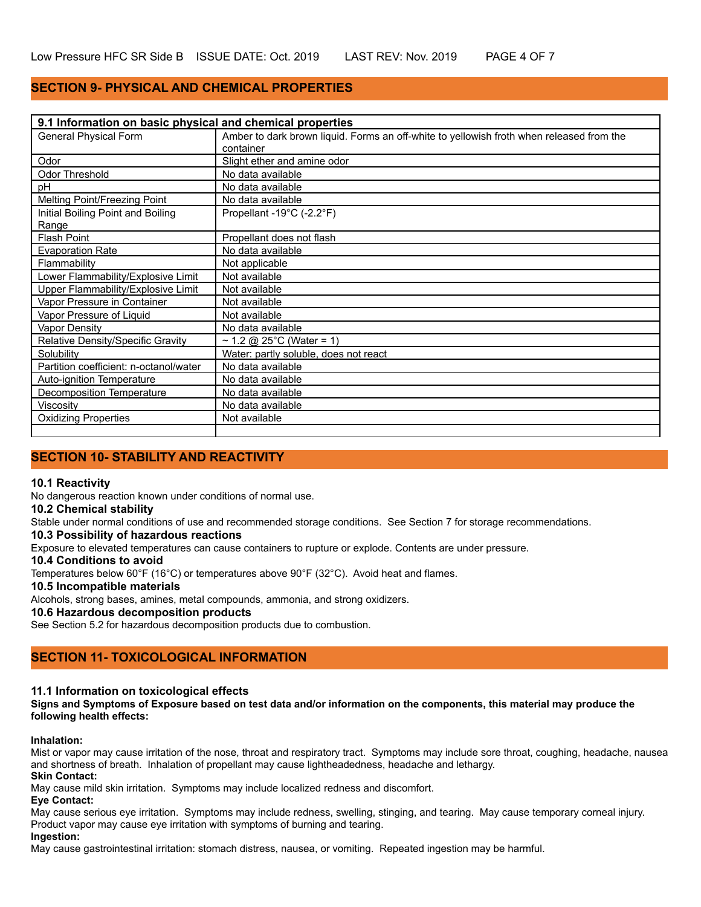## SECTION 9- PHYSICAL AND CHEMICAL PROPERTIES

| 9.1 Information on basic physical and chemical properties | |
|---|---|
| General Physical Form | Amber to dark brown liquid. Forms an off-white to yellowish froth when released from the container |
| Odor | Slight ether and amine odor |
| Odor Threshold | No data available |
| pH | No data available |
| Melting Point/Freezing Point | No data available |
| Initial Boiling Point and Boiling Range | Propellant -19°C (-2.2°F) |
| Flash Point | Propellant does not flash |
| Evaporation Rate | No data available |
| Flammability | Not applicable |
| Lower Flammability/Explosive Limit | Not available |
| Upper Flammability/Explosive Limit | Not available |
| Vapor Pressure in Container | Not available |
| Vapor Pressure of Liquid | Not available |
| Vapor Density | No data available |
| Relative Density/Specific Gravity | ~ 1.2 @ 25°C (Water = 1) |
| Solubility | Water: partly soluble, does not react |
| Partition coefficient: n-octanol/water | No data available |
| Auto-ignition Temperature | No data available |
| Decomposition Temperature | No data available |
| Viscosity | No data available |
| Oxidizing Properties | Not available |
| | |

## SECTION 10- STABILITY AND REACTIVITY

**10.1 Reactivity**

No dangerous reaction known under conditions of normal use.

**10.2 Chemical stability**

Stable under normal conditions of use and recommended storage conditions. See Section 7 for storage recommendations.

**10.3 Possibility of hazardous reactions**

Exposure to elevated temperatures can cause containers to rupture or explode. Contents are under pressure.

**10.4 Conditions to avoid**

Temperatures below 60°F (16°C) or temperatures above 90°F (32°C). Avoid heat and flames.

**10.5 Incompatible materials**

Alcohols, strong bases, amines, metal compounds, ammonia, and strong oxidizers.

**10.6 Hazardous decomposition products**

See Section 5.2 for hazardous decomposition products due to combustion.

## SECTION 11- TOXICOLOGICAL INFORMATION

**11.1 Information on toxicological effects**

**Signs and Symptoms of Exposure based on test data and/or information on the components, this material may produce the following health effects:**

**Inhalation:**

Mist or vapor may cause irritation of the nose, throat and respiratory tract. Symptoms may include sore throat, coughing, headache, nausea and shortness of breath. Inhalation of propellant may cause lightheadedness, headache and lethargy.

**Skin Contact:**

May cause mild skin irritation. Symptoms may include localized redness and discomfort.

**Eye Contact:**

May cause serious eye irritation. Symptoms may include redness, swelling, stinging, and tearing. May cause temporary corneal injury. Product vapor may cause eye irritation with symptoms of burning and tearing.

**Ingestion:**

May cause gastrointestinal irritation: stomach distress, nausea, or vomiting. Repeated ingestion may be harmful.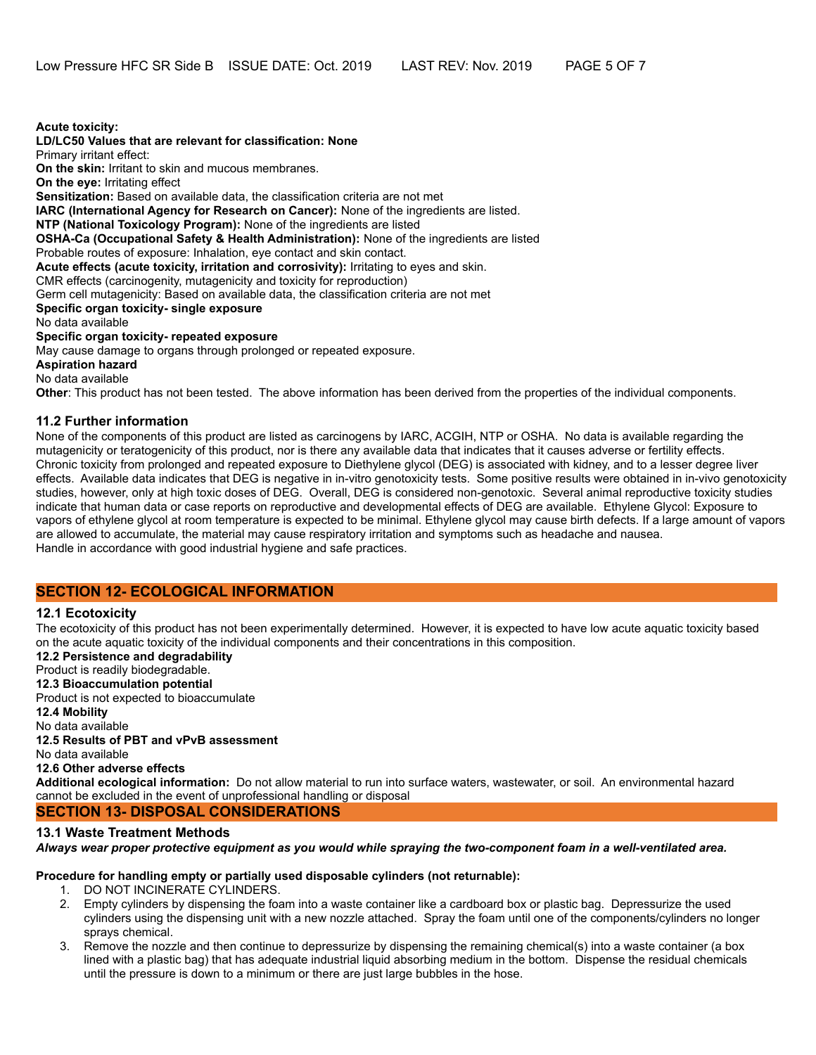**Acute toxicity:**

**LD/LC50 Values that are relevant for classification: None**

Primary irritant effect:

**On the skin:** Irritant to skin and mucous membranes.

**On the eye:** Irritating effect

**Sensitization:** Based on available data, the classification criteria are not met

**IARC (International Agency for Research on Cancer):** None of the ingredients are listed.

**NTP (National Toxicology Program):** None of the ingredients are listed

**OSHA-Ca (Occupational Safety & Health Administration):** None of the ingredients are listed

Probable routes of exposure: Inhalation, eye contact and skin contact.

**Acute effects (acute toxicity, irritation and corrosivity):** Irritating to eyes and skin.

CMR effects (carcinogenity, mutagenicity and toxicity for reproduction)

Germ cell mutagenicity: Based on available data, the classification criteria are not met

**Specific organ toxicity- single exposure**

No data available

**Specific organ toxicity- repeated exposure**

May cause damage to organs through prolonged or repeated exposure.

**Aspiration hazard**

No data available

**Other**: This product has not been tested. The above information has been derived from the properties of the individual components.

### 11.2 Further information

None of the components of this product are listed as carcinogens by IARC, ACGIH, NTP or OSHA. No data is available regarding the mutagenicity or teratogenicity of this product, nor is there any available data that indicates that it causes adverse or fertility effects. Chronic toxicity from prolonged and repeated exposure to Diethylene glycol (DEG) is associated with kidney, and to a lesser degree liver effects. Available data indicates that DEG is negative in in-vitro genotoxicity tests. Some positive results were obtained in in-vivo genotoxicity studies, however, only at high toxic doses of DEG. Overall, DEG is considered non-genotoxic. Several animal reproductive toxicity studies indicate that human data or case reports on reproductive and developmental effects of DEG are available. Ethylene Glycol: Exposure to vapors of ethylene glycol at room temperature is expected to be minimal. Ethylene glycol may cause birth defects. If a large amount of vapors are allowed to accumulate, the material may cause respiratory irritation and symptoms such as headache and nausea.
Handle in accordance with good industrial hygiene and safe practices.

## SECTION 12- ECOLOGICAL INFORMATION

### 12.1 Ecotoxicity

The ecotoxicity of this product has not been experimentally determined. However, it is expected to have low acute aquatic toxicity based on the acute aquatic toxicity of the individual components and their concentrations in this composition.

**12.2 Persistence and degradability**

Product is readily biodegradable.

**12.3 Bioaccumulation potential**

Product is not expected to bioaccumulate

**12.4 Mobility**

No data available

**12.5 Results of PBT and vPvB assessment**

No data available

**12.6 Other adverse effects**

**Additional ecological information:** Do not allow material to run into surface waters, wastewater, or soil. An environmental hazard cannot be excluded in the event of unprofessional handling or disposal

## SECTION 13- DISPOSAL CONSIDERATIONS

### 13.1 Waste Treatment Methods

***Always wear proper protective equipment as you would while spraying the two-component foam in a well-ventilated area.***

**Procedure for handling empty or partially used disposable cylinders (not returnable):**

1. DO NOT INCINERATE CYLINDERS.
2. Empty cylinders by dispensing the foam into a waste container like a cardboard box or plastic bag. Depressurize the used cylinders using the dispensing unit with a new nozzle attached. Spray the foam until one of the components/cylinders no longer sprays chemical.
3. Remove the nozzle and then continue to depressurize by dispensing the remaining chemical(s) into a waste container (a box lined with a plastic bag) that has adequate industrial liquid absorbing medium in the bottom. Dispense the residual chemicals until the pressure is down to a minimum or there are just large bubbles in the hose.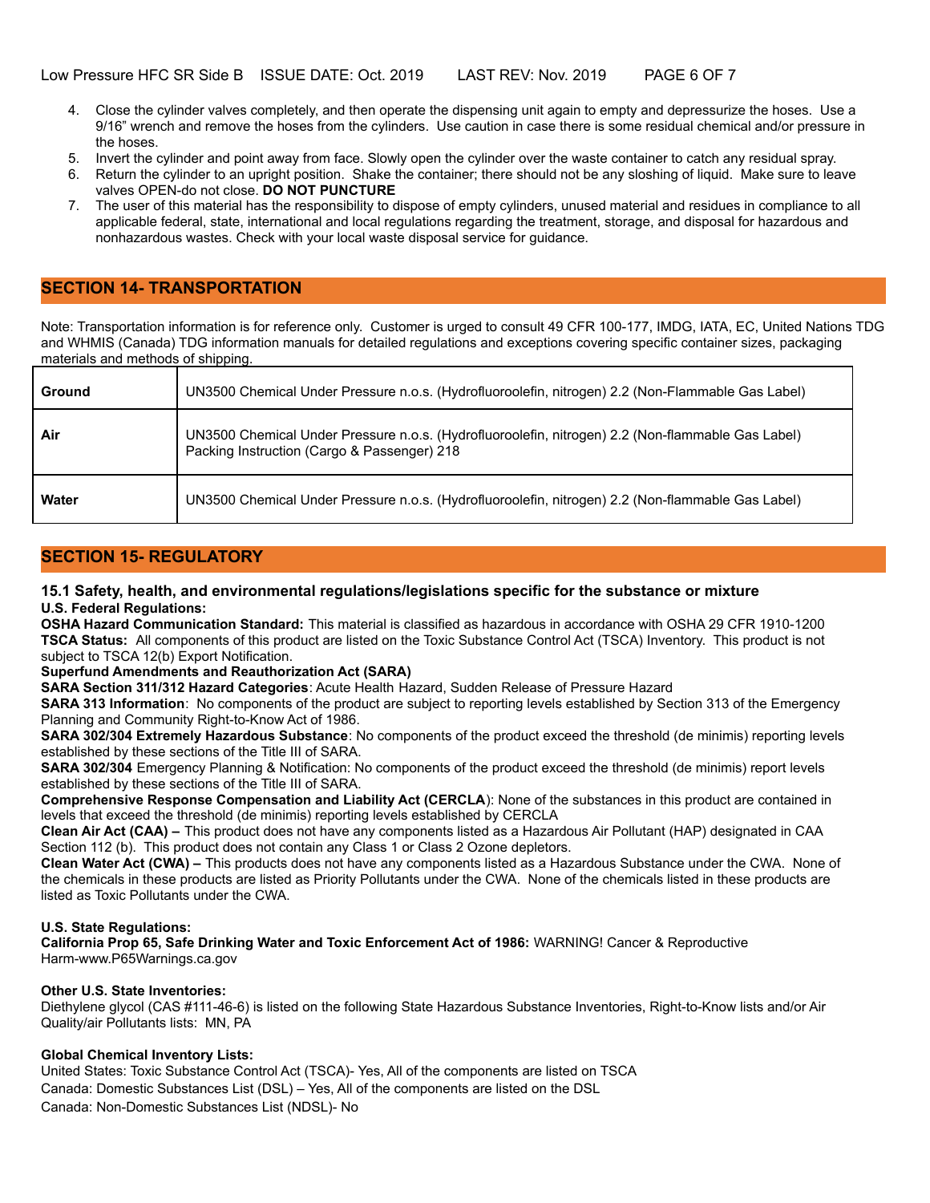4. Close the cylinder valves completely, and then operate the dispensing unit again to empty and depressurize the hoses. Use a 9/16" wrench and remove the hoses from the cylinders. Use caution in case there is some residual chemical and/or pressure in the hoses.
5. Invert the cylinder and point away from face. Slowly open the cylinder over the waste container to catch any residual spray.
6. Return the cylinder to an upright position. Shake the container; there should not be any sloshing of liquid. Make sure to leave valves OPEN-do not close. **DO NOT PUNCTURE**
7. The user of this material has the responsibility to dispose of empty cylinders, unused material and residues in compliance to all applicable federal, state, international and local regulations regarding the treatment, storage, and disposal for hazardous and nonhazardous wastes. Check with your local waste disposal service for guidance.

## SECTION 14- TRANSPORTATION

Note: Transportation information is for reference only. Customer is urged to consult 49 CFR 100-177, IMDG, IATA, EC, United Nations TDG and WHMIS (Canada) TDG information manuals for detailed regulations and exceptions covering specific container sizes, packaging materials and methods of shipping.

| | |
|---|---|
| **Ground** | UN3500 Chemical Under Pressure n.o.s. (Hydrofluoroolefin, nitrogen) 2.2 (Non-Flammable Gas Label) |
| **Air** | UN3500 Chemical Under Pressure n.o.s. (Hydrofluoroolefin, nitrogen) 2.2 (Non-flammable Gas Label) Packing Instruction (Cargo & Passenger) 218 |
| **Water** | UN3500 Chemical Under Pressure n.o.s. (Hydrofluoroolefin, nitrogen) 2.2 (Non-flammable Gas Label) |

## SECTION 15- REGULATORY

### 15.1 Safety, health, and environmental regulations/legislations specific for the substance or mixture

**U.S. Federal Regulations:**

**OSHA Hazard Communication Standard:** This material is classified as hazardous in accordance with OSHA 29 CFR 1910-1200

**TSCA Status:** All components of this product are listed on the Toxic Substance Control Act (TSCA) Inventory. This product is not subject to TSCA 12(b) Export Notification.

**Superfund Amendments and Reauthorization Act (SARA)**

**SARA Section 311/312 Hazard Categories**: Acute Health Hazard, Sudden Release of Pressure Hazard

**SARA 313 Information**: No components of the product are subject to reporting levels established by Section 313 of the Emergency Planning and Community Right-to-Know Act of 1986.

**SARA 302/304 Extremely Hazardous Substance**: No components of the product exceed the threshold (de minimis) reporting levels established by these sections of the Title III of SARA.

**SARA 302/304** Emergency Planning & Notification: No components of the product exceed the threshold (de minimis) report levels established by these sections of the Title III of SARA.

**Comprehensive Response Compensation and Liability Act (CERCLA**): None of the substances in this product are contained in levels that exceed the threshold (de minimis) reporting levels established by CERCLA

**Clean Air Act (CAA) –** This product does not have any components listed as a Hazardous Air Pollutant (HAP) designated in CAA Section 112 (b). This product does not contain any Class 1 or Class 2 Ozone depletors.

**Clean Water Act (CWA) –** This products does not have any components listed as a Hazardous Substance under the CWA. None of the chemicals in these products are listed as Priority Pollutants under the CWA. None of the chemicals listed in these products are listed as Toxic Pollutants under the CWA.

**U.S. State Regulations:**

**California Prop 65, Safe Drinking Water and Toxic Enforcement Act of 1986:** WARNING! Cancer & Reproductive Harm-www.P65Warnings.ca.gov

**Other U.S. State Inventories:**

Diethylene glycol (CAS #111-46-6) is listed on the following State Hazardous Substance Inventories, Right-to-Know lists and/or Air Quality/air Pollutants lists: MN, PA

**Global Chemical Inventory Lists:**

United States: Toxic Substance Control Act (TSCA)- Yes, All of the components are listed on TSCA

Canada: Domestic Substances List (DSL) – Yes, All of the components are listed on the DSL

Canada: Non-Domestic Substances List (NDSL)- No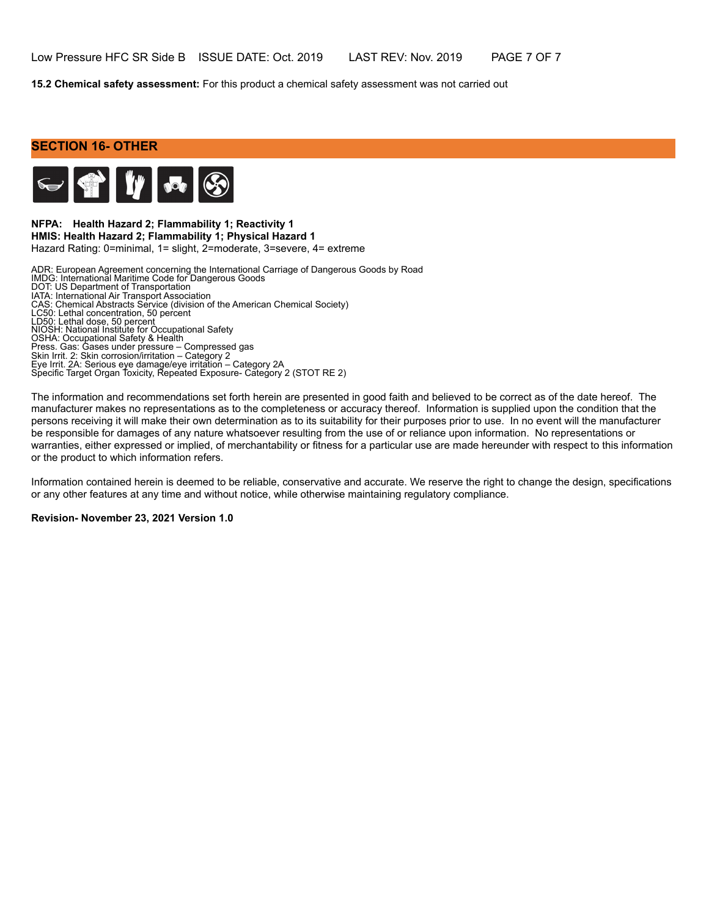**15.2 Chemical safety assessment:** For this product a chemical safety assessment was not carried out

## SECTION 16- OTHER

**NFPA: Health Hazard 2; Flammability 1; Reactivity 1**
**HMIS: Health Hazard 2; Flammability 1; Physical Hazard 1**
Hazard Rating: 0=minimal, 1= slight, 2=moderate, 3=severe, 4= extreme

ADR: European Agreement concerning the International Carriage of Dangerous Goods by Road
IMDG: International Maritime Code for Dangerous Goods
DOT: US Department of Transportation
IATA: International Air Transport Association
CAS: Chemical Abstracts Service (division of the American Chemical Society)
LC50: Lethal concentration, 50 percent
LD50: Lethal dose, 50 percent
NIOSH: National Institute for Occupational Safety
OSHA: Occupational Safety & Health
Press. Gas: Gases under pressure – Compressed gas
Skin Irrit. 2: Skin corrosion/irritation – Category 2
Eye Irrit. 2A: Serious eye damage/eye irritation – Category 2A
Specific Target Organ Toxicity, Repeated Exposure- Category 2 (STOT RE 2)

The information and recommendations set forth herein are presented in good faith and believed to be correct as of the date hereof. The manufacturer makes no representations as to the completeness or accuracy thereof. Information is supplied upon the condition that the persons receiving it will make their own determination as to its suitability for their purposes prior to use. In no event will the manufacturer be responsible for damages of any nature whatsoever resulting from the use of or reliance upon information. No representations or warranties, either expressed or implied, of merchantability or fitness for a particular use are made hereunder with respect to this information or the product to which information refers.

Information contained herein is deemed to be reliable, conservative and accurate. We reserve the right to change the design, specifications or any other features at any time and without notice, while otherwise maintaining regulatory compliance.

**Revision- November 23, 2021 Version 1.0**